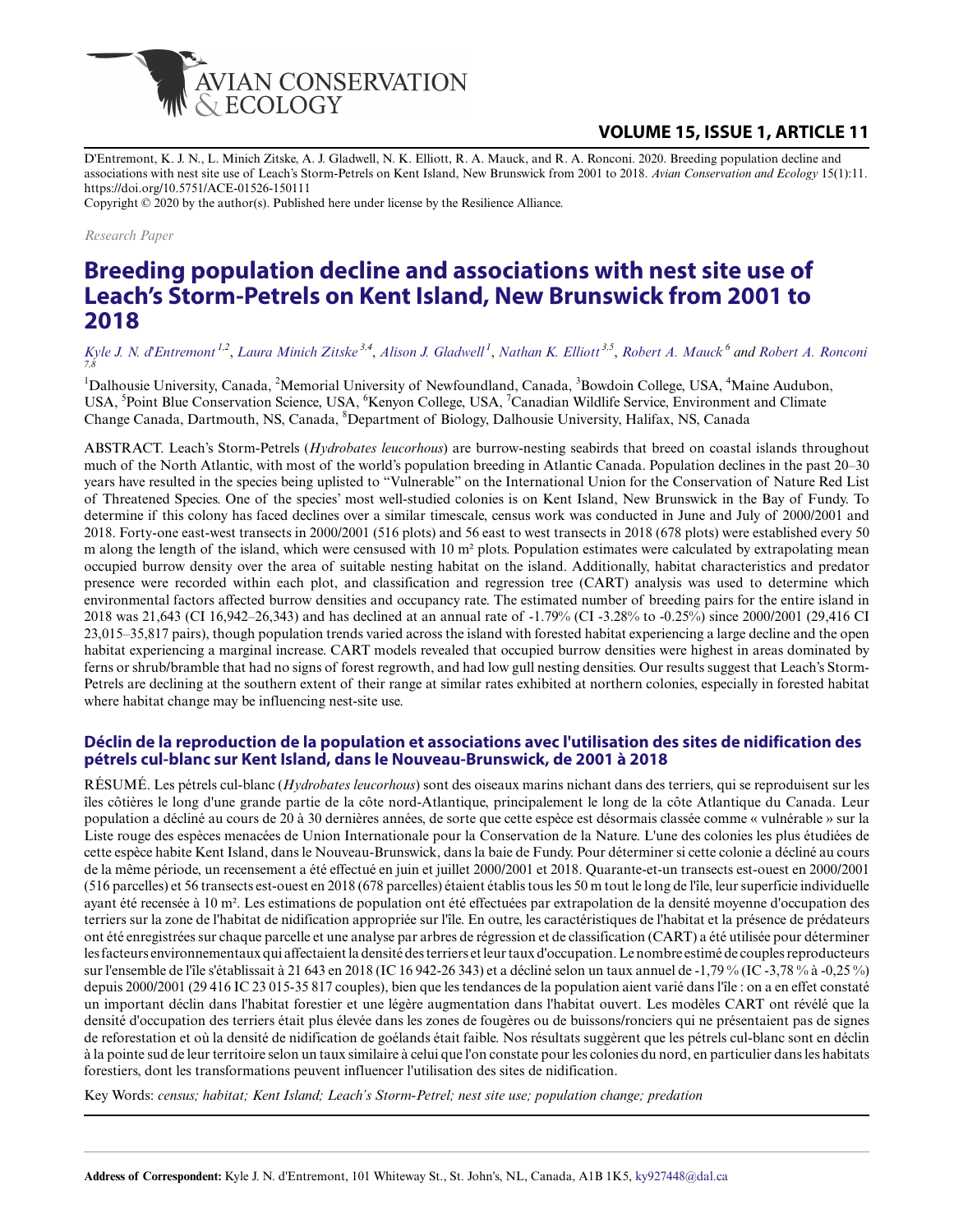D'Entremont, K. J. N., L. Minich Zitske, A. J. Gladwell, N. K. Elliott, R. A. Mauck, and R. A. Ronconi. 2020. Breeding population decline and associations with nest site use of Leach's Storm-Petrels on Kent Island, New Brunswick from 2001 to 2018. *Avian Conservation and Ecology* 15(1):11. https://doi.org/10.5751/ACE-01526-150111

Copyright © 2020 by the author(s). Published here under license by the Resilience Alliance.

*Research Paper*

# Breeding population decline and associations with nest site use of Leach's Storm-Petrels on Kent Island, New Brunswick from 2001 to 2018

*Kyle J. N. d'Entremont* [1,2], *Laura Minich Zitske* [3,4], *Alison J. Gladwell* [1], *Nathan K. Elliott* [3,5], *Robert A. Mauck* [6] and *Robert A. Ronconi* [7,8]

[1]Dalhousie University, Canada, [2]Memorial University of Newfoundland, Canada, [3]Bowdoin College, USA, [4]Maine Audubon, USA, [5]Point Blue Conservation Science, USA, [6]Kenyon College, USA, [7]Canadian Wildlife Service, Environment and Climate Change Canada, Dartmouth, NS, Canada, [8]Department of Biology, Dalhousie University, Halifax, NS, Canada

ABSTRACT. Leach's Storm-Petrels (*Hydrobates leucorhous*) are burrow-nesting seabirds that breed on coastal islands throughout much of the North Atlantic, with most of the world's population breeding in Atlantic Canada. Population declines in the past 20–30 years have resulted in the species being uplisted to "Vulnerable" on the International Union for the Conservation of Nature Red List of Threatened Species. One of the species' most well-studied colonies is on Kent Island, New Brunswick in the Bay of Fundy. To determine if this colony has faced declines over a similar timescale, census work was conducted in June and July of 2000/2001 and 2018. Forty-one east-west transects in 2000/2001 (516 plots) and 56 east to west transects in 2018 (678 plots) were established every 50 m along the length of the island, which were censused with 10 m² plots. Population estimates were calculated by extrapolating mean occupied burrow density over the area of suitable nesting habitat on the island. Additionally, habitat characteristics and predator presence were recorded within each plot, and classification and regression tree (CART) analysis was used to determine which environmental factors affected burrow densities and occupancy rate. The estimated number of breeding pairs for the entire island in 2018 was 21,643 (CI 16,942–26,343) and has declined at an annual rate of -1.79% (CI -3.28% to -0.25%) since 2000/2001 (29,416 CI 23,015–35,817 pairs), though population trends varied across the island with forested habitat experiencing a large decline and the open habitat experiencing a marginal increase. CART models revealed that occupied burrow densities were highest in areas dominated by ferns or shrub/bramble that had no signs of forest regrowth, and had low gull nesting densities. Our results suggest that Leach's Storm-Petrels are declining at the southern extent of their range at similar rates exhibited at northern colonies, especially in forested habitat where habitat change may be influencing nest-site use.

## Déclin de la reproduction de la population et associations avec l'utilisation des sites de nidification des pétrels cul-blanc sur Kent Island, dans le Nouveau-Brunswick, de 2001 à 2018

RÉSUMÉ. Les pétrels cul-blanc (*Hydrobates leucorhous*) sont des oiseaux marins nichant dans des terriers, qui se reproduisent sur les îles côtières le long d'une grande partie de la côte nord-Atlantique, principalement le long de la côte Atlantique du Canada. Leur population a décliné au cours de 20 à 30 dernières années, de sorte que cette espèce est désormais classée comme « vulnérable » sur la Liste rouge des espèces menacées de Union Internationale pour la Conservation de la Nature. L'une des colonies les plus étudiées de cette espèce habite Kent Island, dans le Nouveau-Brunswick, dans la baie de Fundy. Pour déterminer si cette colonie a décliné au cours de la même période, un recensement a été effectué en juin et juillet 2000/2001 et 2018. Quarante-et-un transects est-ouest en 2000/2001 (516 parcelles) et 56 transects est-ouest en 2018 (678 parcelles) étaient établis tous les 50 m tout le long de l'île, leur superficie individuelle ayant été recensée à 10 m². Les estimations de population ont été effectuées par extrapolation de la densité moyenne d'occupation des terriers sur la zone de l'habitat de nidification appropriée sur l'île. En outre, les caractéristiques de l'habitat et la présence de prédateurs ont été enregistrées sur chaque parcelle et une analyse par arbres de régression et de classification (CART) a été utilisée pour déterminer les facteurs environnementaux qui affectaient la densité des terriers et leur taux d'occupation. Le nombre estimé de couples reproducteurs sur l'ensemble de l'île s'établissait à 21 643 en 2018 (IC 16 942-26 343) et a décliné selon un taux annuel de -1,79 % (IC -3,78 % à -0,25 %) depuis 2000/2001 (29 416 IC 23 015-35 817 couples), bien que les tendances de la population aient varié dans l'île : on a en effet constaté un important déclin dans l'habitat forestier et une légère augmentation dans l'habitat ouvert. Les modèles CART ont révélé que la densité d'occupation des terriers était plus élevée dans les zones de fougères ou de buissons/ronciers qui ne présentaient pas de signes de reforestation et où la densité de nidification de goélands était faible. Nos résultats suggèrent que les pétrels cul-blanc sont en déclin à la pointe sud de leur territoire selon un taux similaire à celui que l'on constate pour les colonies du nord, en particulier dans les habitats forestiers, dont les transformations peuvent influencer l'utilisation des sites de nidification.

Key Words: *census; habitat; Kent Island; Leach's Storm-Petrel; nest site use; population change; predation*

**Address of Correspondent:** Kyle J. N. d'Entremont, 101 Whiteway St., St. John's, NL, Canada, A1B 1K5, ky927448@dal.ca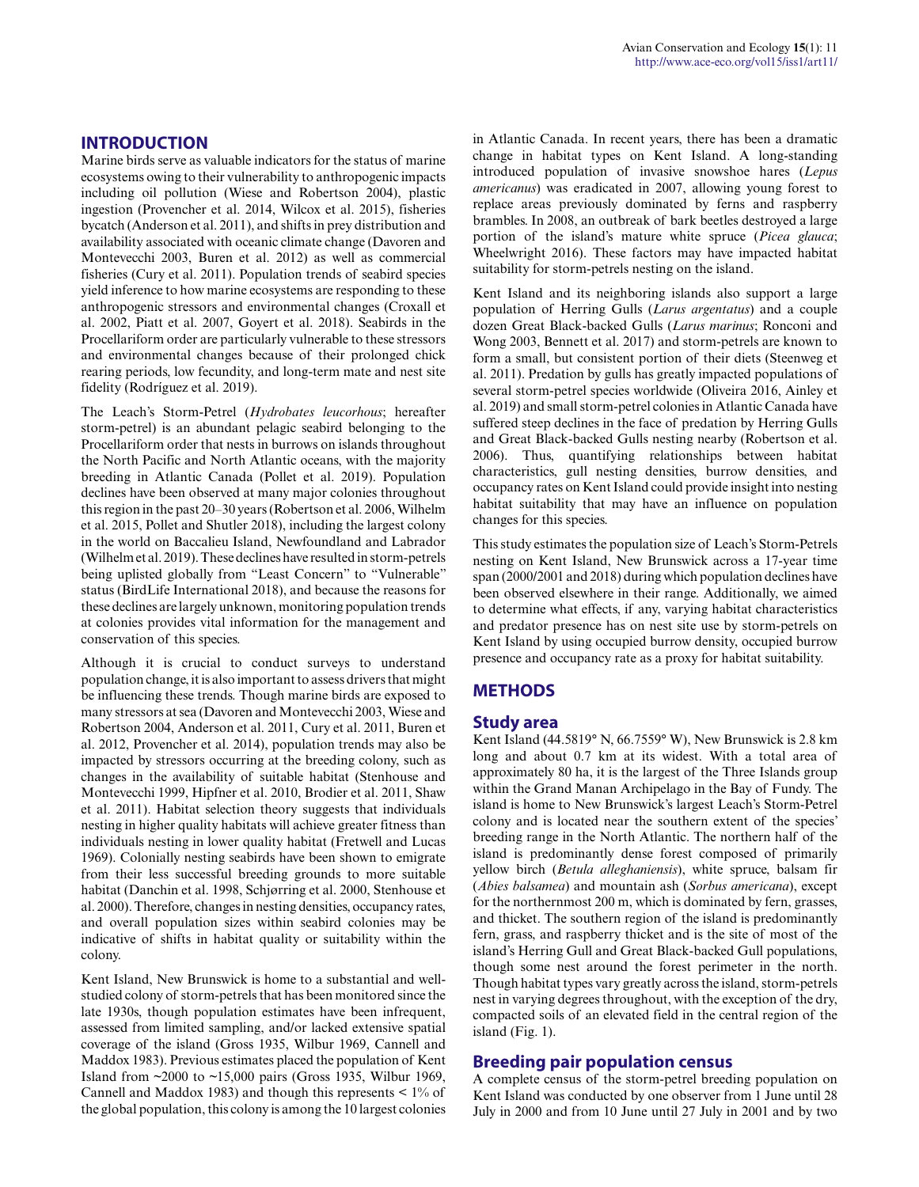## INTRODUCTION

Marine birds serve as valuable indicators for the status of marine ecosystems owing to their vulnerability to anthropogenic impacts including oil pollution (Wiese and Robertson 2004), plastic ingestion (Provencher et al. 2014, Wilcox et al. 2015), fisheries bycatch (Anderson et al. 2011), and shifts in prey distribution and availability associated with oceanic climate change (Davoren and Montevecchi 2003, Buren et al. 2012) as well as commercial fisheries (Cury et al. 2011). Population trends of seabird species yield inference to how marine ecosystems are responding to these anthropogenic stressors and environmental changes (Croxall et al. 2002, Piatt et al. 2007, Goyert et al. 2018). Seabirds in the Procellariform order are particularly vulnerable to these stressors and environmental changes because of their prolonged chick rearing periods, low fecundity, and long-term mate and nest site fidelity (Rodríguez et al. 2019).

The Leach's Storm-Petrel (*Hydrobates leucorhous*; hereafter storm-petrel) is an abundant pelagic seabird belonging to the Procellariform order that nests in burrows on islands throughout the North Pacific and North Atlantic oceans, with the majority breeding in Atlantic Canada (Pollet et al. 2019). Population declines have been observed at many major colonies throughout this region in the past 20–30 years (Robertson et al. 2006, Wilhelm et al. 2015, Pollet and Shutler 2018), including the largest colony in the world on Baccalieu Island, Newfoundland and Labrador (Wilhelm et al. 2019). These declines have resulted in storm-petrels being uplisted globally from "Least Concern" to "Vulnerable" status (BirdLife International 2018), and because the reasons for these declines are largely unknown, monitoring population trends at colonies provides vital information for the management and conservation of this species.

Although it is crucial to conduct surveys to understand population change, it is also important to assess drivers that might be influencing these trends. Though marine birds are exposed to many stressors at sea (Davoren and Montevecchi 2003, Wiese and Robertson 2004, Anderson et al. 2011, Cury et al. 2011, Buren et al. 2012, Provencher et al. 2014), population trends may also be impacted by stressors occurring at the breeding colony, such as changes in the availability of suitable habitat (Stenhouse and Montevecchi 1999, Hipfner et al. 2010, Brodier et al. 2011, Shaw et al. 2011). Habitat selection theory suggests that individuals nesting in higher quality habitats will achieve greater fitness than individuals nesting in lower quality habitat (Fretwell and Lucas 1969). Colonially nesting seabirds have been shown to emigrate from their less successful breeding grounds to more suitable habitat (Danchin et al. 1998, Schjørring et al. 2000, Stenhouse et al. 2000). Therefore, changes in nesting densities, occupancy rates, and overall population sizes within seabird colonies may be indicative of shifts in habitat quality or suitability within the colony.

Kent Island, New Brunswick is home to a substantial and well-studied colony of storm-petrels that has been monitored since the late 1930s, though population estimates have been infrequent, assessed from limited sampling, and/or lacked extensive spatial coverage of the island (Gross 1935, Wilbur 1969, Cannell and Maddox 1983). Previous estimates placed the population of Kent Island from ~2000 to ~15,000 pairs (Gross 1935, Wilbur 1969, Cannell and Maddox 1983) and though this represents < 1% of the global population, this colony is among the 10 largest colonies in Atlantic Canada. In recent years, there has been a dramatic change in habitat types on Kent Island. A long-standing introduced population of invasive snowshoe hares (*Lepus americanus*) was eradicated in 2007, allowing young forest to replace areas previously dominated by ferns and raspberry brambles. In 2008, an outbreak of bark beetles destroyed a large portion of the island's mature white spruce (*Picea glauca*; Wheelwright 2016). These factors may have impacted habitat suitability for storm-petrels nesting on the island.

Kent Island and its neighboring islands also support a large population of Herring Gulls (*Larus argentatus*) and a couple dozen Great Black-backed Gulls (*Larus marinus*; Ronconi and Wong 2003, Bennett et al. 2017) and storm-petrels are known to form a small, but consistent portion of their diets (Steenweg et al. 2011). Predation by gulls has greatly impacted populations of several storm-petrel species worldwide (Oliveira 2016, Ainley et al. 2019) and small storm-petrel colonies in Atlantic Canada have suffered steep declines in the face of predation by Herring Gulls and Great Black-backed Gulls nesting nearby (Robertson et al. 2006). Thus, quantifying relationships between habitat characteristics, gull nesting densities, burrow densities, and occupancy rates on Kent Island could provide insight into nesting habitat suitability that may have an influence on population changes for this species.

This study estimates the population size of Leach's Storm-Petrels nesting on Kent Island, New Brunswick across a 17-year time span (2000/2001 and 2018) during which population declines have been observed elsewhere in their range. Additionally, we aimed to determine what effects, if any, varying habitat characteristics and predator presence has on nest site use by storm-petrels on Kent Island by using occupied burrow density, occupied burrow presence and occupancy rate as a proxy for habitat suitability.

## METHODS

### Study area

Kent Island (44.5819° N, 66.7559° W), New Brunswick is 2.8 km long and about 0.7 km at its widest. With a total area of approximately 80 ha, it is the largest of the Three Islands group within the Grand Manan Archipelago in the Bay of Fundy. The island is home to New Brunswick's largest Leach's Storm-Petrel colony and is located near the southern extent of the species' breeding range in the North Atlantic. The northern half of the island is predominantly dense forest composed of primarily yellow birch (*Betula alleghaniensis*), white spruce, balsam fir (*Abies balsamea*) and mountain ash (*Sorbus americana*), except for the northernmost 200 m, which is dominated by fern, grasses, and thicket. The southern region of the island is predominantly fern, grass, and raspberry thicket and is the site of most of the island's Herring Gull and Great Black-backed Gull populations, though some nest around the forest perimeter in the north. Though habitat types vary greatly across the island, storm-petrels nest in varying degrees throughout, with the exception of the dry, compacted soils of an elevated field in the central region of the island (Fig. 1).

### Breeding pair population census

A complete census of the storm-petrel breeding population on Kent Island was conducted by one observer from 1 June until 28 July in 2000 and from 10 June until 27 July in 2001 and by two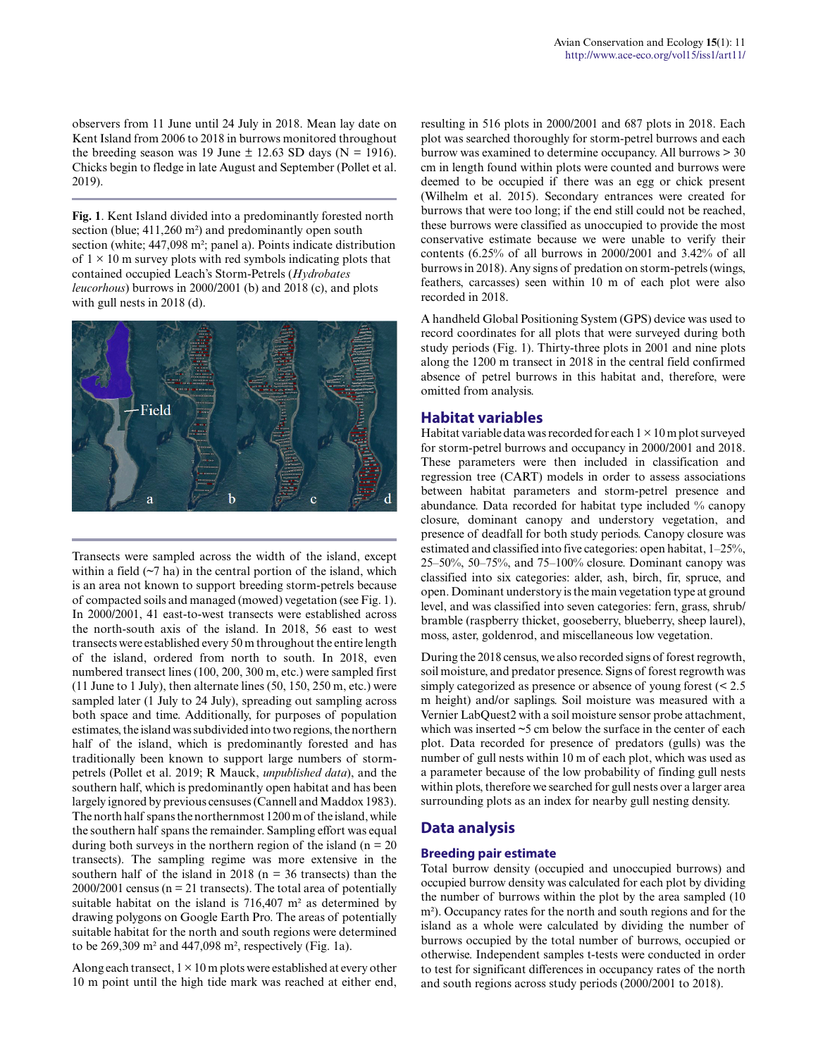observers from 11 June until 24 July in 2018. Mean lay date on Kent Island from 2006 to 2018 in burrows monitored throughout the breeding season was 19 June ± 12.63 SD days (N = 1916). Chicks begin to fledge in late August and September (Pollet et al. 2019).

**Fig. 1**. Kent Island divided into a predominantly forested north section (blue; 411,260 m²) and predominantly open south section (white; 447,098 m²; panel a). Points indicate distribution of 1 × 10 m survey plots with red symbols indicating plots that contained occupied Leach's Storm-Petrels (*Hydrobates leucorhous*) burrows in 2000/2001 (b) and 2018 (c), and plots with gull nests in 2018 (d).

Transects were sampled across the width of the island, except within a field (~7 ha) in the central portion of the island, which is an area not known to support breeding storm-petrels because of compacted soils and managed (mowed) vegetation (see Fig. 1). In 2000/2001, 41 east-to-west transects were established across the north-south axis of the island. In 2018, 56 east to west transects were established every 50 m throughout the entire length of the island, ordered from north to south. In 2018, even numbered transect lines (100, 200, 300 m, etc.) were sampled first (11 June to 1 July), then alternate lines (50, 150, 250 m, etc.) were sampled later (1 July to 24 July), spreading out sampling across both space and time. Additionally, for purposes of population estimates, the island was subdivided into two regions, the northern half of the island, which is predominantly forested and has traditionally been known to support large numbers of storm-petrels (Pollet et al. 2019; R Mauck, *unpublished data*), and the southern half, which is predominantly open habitat and has been largely ignored by previous censuses (Cannell and Maddox 1983). The north half spans the northernmost 1200 m of the island, while the southern half spans the remainder. Sampling effort was equal during both surveys in the northern region of the island (n = 20 transects). The sampling regime was more extensive in the southern half of the island in 2018 (n = 36 transects) than the 2000/2001 census (n = 21 transects). The total area of potentially suitable habitat on the island is 716,407 m² as determined by drawing polygons on Google Earth Pro. The areas of potentially suitable habitat for the north and south regions were determined to be 269,309 m² and 447,098 m², respectively (Fig. 1a).

Along each transect, 1 × 10 m plots were established at every other 10 m point until the high tide mark was reached at either end, resulting in 516 plots in 2000/2001 and 687 plots in 2018. Each plot was searched thoroughly for storm-petrel burrows and each burrow was examined to determine occupancy. All burrows > 30 cm in length found within plots were counted and burrows were deemed to be occupied if there was an egg or chick present (Wilhelm et al. 2015). Secondary entrances were created for burrows that were too long; if the end still could not be reached, these burrows were classified as unoccupied to provide the most conservative estimate because we were unable to verify their contents (6.25% of all burrows in 2000/2001 and 3.42% of all burrows in 2018). Any signs of predation on storm-petrels (wings, feathers, carcasses) seen within 10 m of each plot were also recorded in 2018.

A handheld Global Positioning System (GPS) device was used to record coordinates for all plots that were surveyed during both study periods (Fig. 1). Thirty-three plots in 2001 and nine plots along the 1200 m transect in 2018 in the central field confirmed absence of petrel burrows in this habitat and, therefore, were omitted from analysis.

## Habitat variables

Habitat variable data was recorded for each 1 × 10 m plot surveyed for storm-petrel burrows and occupancy in 2000/2001 and 2018. These parameters were then included in classification and regression tree (CART) models in order to assess associations between habitat parameters and storm-petrel presence and abundance. Data recorded for habitat type included % canopy closure, dominant canopy and understory vegetation, and presence of deadfall for both study periods. Canopy closure was estimated and classified into five categories: open habitat, 1–25%, 25–50%, 50–75%, and 75–100% closure. Dominant canopy was classified into six categories: alder, ash, birch, fir, spruce, and open. Dominant understory is the main vegetation type at ground level, and was classified into seven categories: fern, grass, shrub/bramble (raspberry thicket, gooseberry, blueberry, sheep laurel), moss, aster, goldenrod, and miscellaneous low vegetation.

During the 2018 census, we also recorded signs of forest regrowth, soil moisture, and predator presence. Signs of forest regrowth was simply categorized as presence or absence of young forest (< 2.5 m height) and/or saplings. Soil moisture was measured with a Vernier LabQuest2 with a soil moisture sensor probe attachment, which was inserted ~5 cm below the surface in the center of each plot. Data recorded for presence of predators (gulls) was the number of gull nests within 10 m of each plot, which was used as a parameter because of the low probability of finding gull nests within plots, therefore we searched for gull nests over a larger area surrounding plots as an index for nearby gull nesting density.

## Data analysis

### Breeding pair estimate

Total burrow density (occupied and unoccupied burrows) and occupied burrow density was calculated for each plot by dividing the number of burrows within the plot by the area sampled (10 m²). Occupancy rates for the north and south regions and for the island as a whole were calculated by dividing the number of burrows occupied by the total number of burrows, occupied or otherwise. Independent samples t-tests were conducted in order to test for significant differences in occupancy rates of the north and south regions across study periods (2000/2001 to 2018).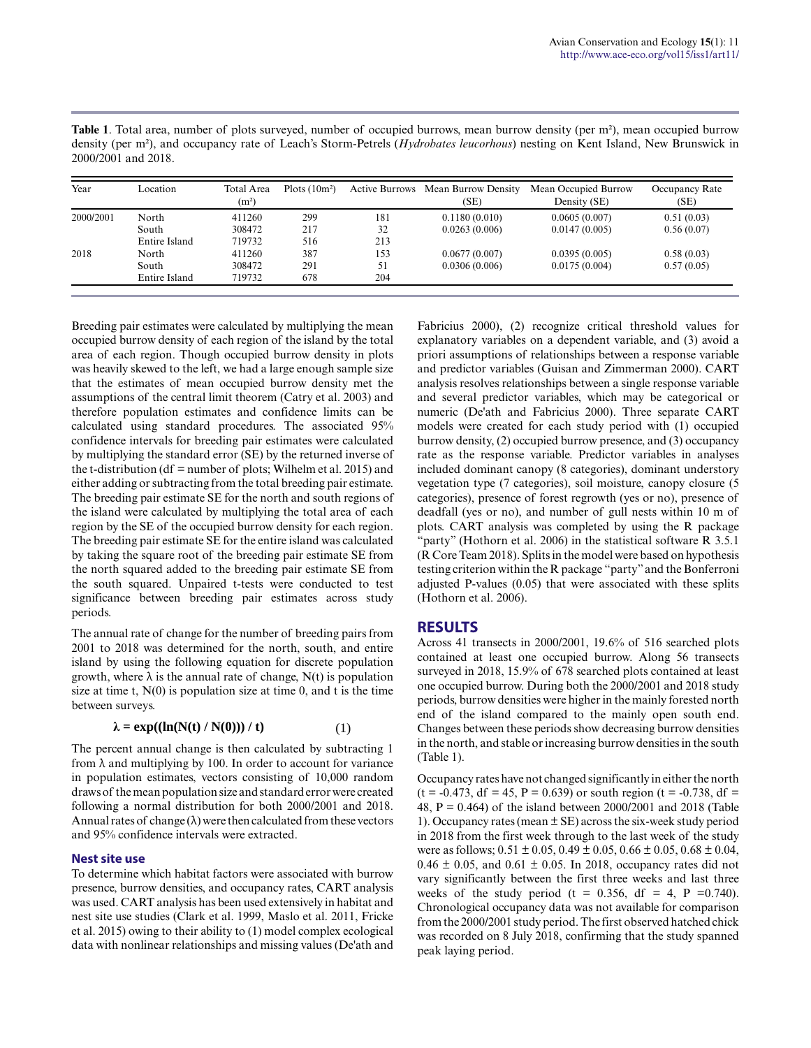**Table 1**. Total area, number of plots surveyed, number of occupied burrows, mean burrow density (per m²), mean occupied burrow density (per m²), and occupancy rate of Leach's Storm-Petrels (*Hydrobates leucorhous*) nesting on Kent Island, New Brunswick in 2000/2001 and 2018.

| Year | Location | Total Area (m²) | Plots (10m²) | Active Burrows | Mean Burrow Density (SE) | Mean Occupied Burrow Density (SE) | Occupancy Rate (SE) |
|---|---|---|---|---|---|---|---|
| 2000/2001 | North | 411260 | 299 | 181 | 0.1180 (0.010) | 0.0605 (0.007) | 0.51 (0.03) |
| | South | 308472 | 217 | 32 | 0.0263 (0.006) | 0.0147 (0.005) | 0.56 (0.07) |
| | Entire Island | 719732 | 516 | 213 | | | |
| 2018 | North | 411260 | 387 | 153 | 0.0677 (0.007) | 0.0395 (0.005) | 0.58 (0.03) |
| | South | 308472 | 291 | 51 | 0.0306 (0.006) | 0.0175 (0.004) | 0.57 (0.05) |
| | Entire Island | 719732 | 678 | 204 | | | |

Breeding pair estimates were calculated by multiplying the mean occupied burrow density of each region of the island by the total area of each region. Though occupied burrow density in plots was heavily skewed to the left, we had a large enough sample size that the estimates of mean occupied burrow density met the assumptions of the central limit theorem (Catry et al. 2003) and therefore population estimates and confidence limits can be calculated using standard procedures. The associated 95% confidence intervals for breeding pair estimates were calculated by multiplying the standard error (SE) by the returned inverse of the t-distribution (df = number of plots; Wilhelm et al. 2015) and either adding or subtracting from the total breeding pair estimate. The breeding pair estimate SE for the north and south regions of the island were calculated by multiplying the total area of each region by the SE of the occupied burrow density for each region. The breeding pair estimate SE for the entire island was calculated by taking the square root of the breeding pair estimate SE from the north squared added to the breeding pair estimate SE from the south squared. Unpaired t-tests were conducted to test significance between breeding pair estimates across study periods.

The annual rate of change for the number of breeding pairs from 2001 to 2018 was determined for the north, south, and entire island by using the following equation for discrete population growth, where $\lambda$ is the annual rate of change, $N(t)$ is population size at time t, $N(0)$ is population size at time 0, and t is the time between surveys.

$$\lambda = \exp((\ln(N(t) / N(0))) / t) \qquad (1)$$

The percent annual change is then calculated by subtracting 1 from $\lambda$ and multiplying by 100. In order to account for variance in population estimates, vectors consisting of 10,000 random draws of the mean population size and standard error were created following a normal distribution for both 2000/2001 and 2018. Annual rates of change ($\lambda$) were then calculated from these vectors and 95% confidence intervals were extracted.

### Nest site use

To determine which habitat factors were associated with burrow presence, burrow densities, and occupancy rates, CART analysis was used. CART analysis has been used extensively in habitat and nest site use studies (Clark et al. 1999, Maslo et al. 2011, Fricke et al. 2015) owing to their ability to (1) model complex ecological data with nonlinear relationships and missing values (De'ath and Fabricius 2000), (2) recognize critical threshold values for explanatory variables on a dependent variable, and (3) avoid a priori assumptions of relationships between a response variable and predictor variables (Guisan and Zimmerman 2000). CART analysis resolves relationships between a single response variable and several predictor variables, which may be categorical or numeric (De'ath and Fabricius 2000). Three separate CART models were created for each study period with (1) occupied burrow density, (2) occupied burrow presence, and (3) occupancy rate as the response variable. Predictor variables in analyses included dominant canopy (8 categories), dominant understory vegetation type (7 categories), soil moisture, canopy closure (5 categories), presence of forest regrowth (yes or no), presence of deadfall (yes or no), and number of gull nests within 10 m of plots. CART analysis was completed by using the R package "party" (Hothorn et al. 2006) in the statistical software R 3.5.1 (R Core Team 2018). Splits in the model were based on hypothesis testing criterion within the R package "party" and the Bonferroni adjusted P-values (0.05) that were associated with these splits (Hothorn et al. 2006).

## RESULTS

Across 41 transects in 2000/2001, 19.6% of 516 searched plots contained at least one occupied burrow. Along 56 transects surveyed in 2018, 15.9% of 678 searched plots contained at least one occupied burrow. During both the 2000/2001 and 2018 study periods, burrow densities were higher in the mainly forested north end of the island compared to the mainly open south end. Changes between these periods show decreasing burrow densities in the north, and stable or increasing burrow densities in the south (Table 1).

Occupancy rates have not changed significantly in either the north ($t = -0.473$, df = 45, $P = 0.639$) or south region ($t = -0.738$, df = 48, $P = 0.464$) of the island between 2000/2001 and 2018 (Table 1). Occupancy rates (mean ± SE) across the six-week study period in 2018 from the first week through to the last week of the study were as follows; 0.51 ± 0.05, 0.49 ± 0.05, 0.66 ± 0.05, 0.68 ± 0.04, 0.46 ± 0.05, and 0.61 ± 0.05. In 2018, occupancy rates did not vary significantly between the first three weeks and last three weeks of the study period ($t = 0.356$, df = 4, $P = 0.740$). Chronological occupancy data was not available for comparison from the 2000/2001 study period. The first observed hatched chick was recorded on 8 July 2018, confirming that the study spanned peak laying period.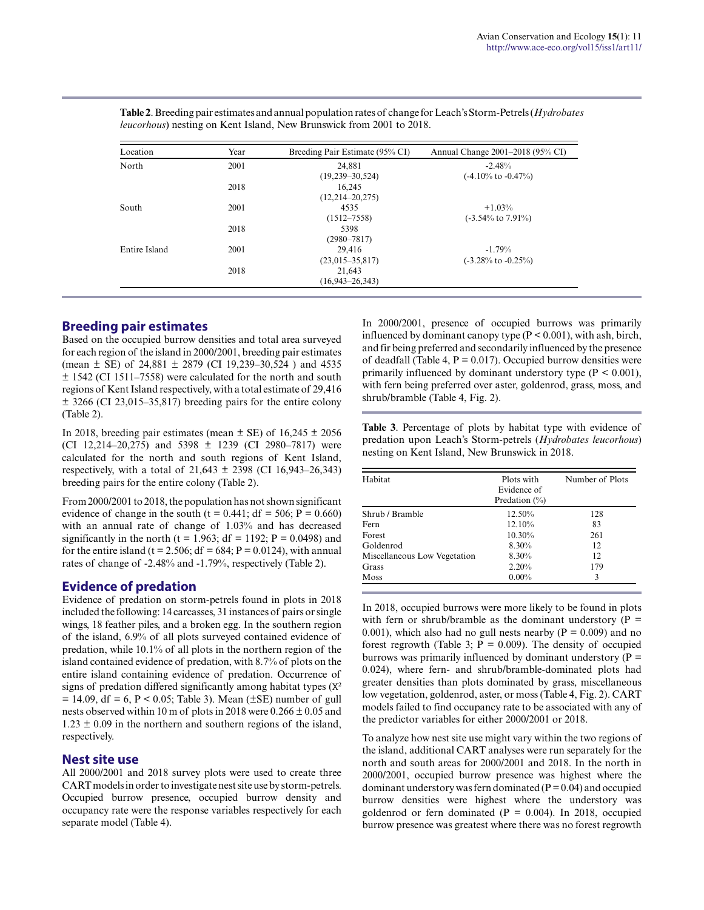**Table 2**. Breeding pair estimates and annual population rates of change for Leach's Storm-Petrels (*Hydrobates leucorhous*) nesting on Kent Island, New Brunswick from 2001 to 2018.

| Location | Year | Breeding Pair Estimate (95% CI) | Annual Change 2001–2018 (95% CI) |
|---|---|---|---|
| North | 2001 | 24,881 (19,239–30,524) | -2.48% (-4.10% to -0.47%) |
| | 2018 | 16,245 (12,214–20,275) | |
| South | 2001 | 4535 (1512–7558) | +1.03% (-3.54% to 7.91%) |
| | 2018 | 5398 (2980–7817) | |
| Entire Island | 2001 | 29,416 (23,015–35,817) | -1.79% (-3.28% to -0.25%) |
| | 2018 | 21,643 (16,943–26,343) | |

## Breeding pair estimates

Based on the occupied burrow densities and total area surveyed for each region of the island in 2000/2001, breeding pair estimates (mean ± SE) of 24,881 ± 2879 (CI 19,239–30,524 ) and 4535 ± 1542 (CI 1511–7558) were calculated for the north and south regions of Kent Island respectively, with a total estimate of 29,416 ± 3266 (CI 23,015–35,817) breeding pairs for the entire colony (Table 2).

In 2018, breeding pair estimates (mean ± SE) of 16,245 ± 2056 (CI 12,214–20,275) and 5398 ± 1239 (CI 2980–7817) were calculated for the north and south regions of Kent Island, respectively, with a total of 21,643 ± 2398 (CI 16,943–26,343) breeding pairs for the entire colony (Table 2).

From 2000/2001 to 2018, the population has not shown significant evidence of change in the south ($t = 0.441$; $df = 506$; $P = 0.660$) with an annual rate of change of 1.03% and has decreased significantly in the north ($t = 1.963$; $df = 1192$; $P = 0.0498$) and for the entire island ($t = 2.506$; $df = 684$; $P = 0.0124$), with annual rates of change of -2.48% and -1.79%, respectively (Table 2).

## Evidence of predation

Evidence of predation on storm-petrels found in plots in 2018 included the following: 14 carcasses, 31 instances of pairs or single wings, 18 feather piles, and a broken egg. In the southern region of the island, 6.9% of all plots surveyed contained evidence of predation, while 10.1% of all plots in the northern region of the island contained evidence of predation, with 8.7% of plots on the entire island containing evidence of predation. Occurrence of signs of predation differed significantly among habitat types ($X^2 = 14.09$, $df = 6$, $P < 0.05$; Table 3). Mean (±SE) number of gull nests observed within 10 m of plots in 2018 were 0.266 ± 0.05 and 1.23 ± 0.09 in the northern and southern regions of the island, respectively.

## Nest site use

All 2000/2001 and 2018 survey plots were used to create three CART models in order to investigate nest site use by storm-petrels. Occupied burrow presence, occupied burrow density and occupancy rate were the response variables respectively for each separate model (Table 4).

In 2000/2001, presence of occupied burrows was primarily influenced by dominant canopy type ($P < 0.001$), with ash, birch, and fir being preferred and secondarily influenced by the presence of deadfall (Table 4, $P = 0.017$). Occupied burrow densities were primarily influenced by dominant understory type ($P < 0.001$), with fern being preferred over aster, goldenrod, grass, moss, and shrub/bramble (Table 4, Fig. 2).

**Table 3**. Percentage of plots by habitat type with evidence of predation upon Leach's Storm-petrels (*Hydrobates leucorhous*) nesting on Kent Island, New Brunswick in 2018.

| Habitat | Plots with Evidence of Predation (%) | Number of Plots |
|---|---|---|
| Shrub / Bramble | 12.50% | 128 |
| Fern | 12.10% | 83 |
| Forest | 10.30% | 261 |
| Goldenrod | 8.30% | 12 |
| Miscellaneous Low Vegetation | 8.30% | 12 |
| Grass | 2.20% | 179 |
| Moss | 0.00% | 3 |

In 2018, occupied burrows were more likely to be found in plots with fern or shrub/bramble as the dominant understory ($P = 0.001$), which also had no gull nests nearby ($P = 0.009$) and no forest regrowth (Table 3; $P = 0.009$). The density of occupied burrows was primarily influenced by dominant understory ($P = 0.024$), where fern- and shrub/bramble-dominated plots had greater densities than plots dominated by grass, miscellaneous low vegetation, goldenrod, aster, or moss (Table 4, Fig. 2). CART models failed to find occupancy rate to be associated with any of the predictor variables for either 2000/2001 or 2018.

To analyze how nest site use might vary within the two regions of the island, additional CART analyses were run separately for the north and south areas for 2000/2001 and 2018. In the north in 2000/2001, occupied burrow presence was highest where the dominant understory was fern dominated ($P = 0.04$) and occupied burrow densities were highest where the understory was goldenrod or fern dominated ($P = 0.004$). In 2018, occupied burrow presence was greatest where there was no forest regrowth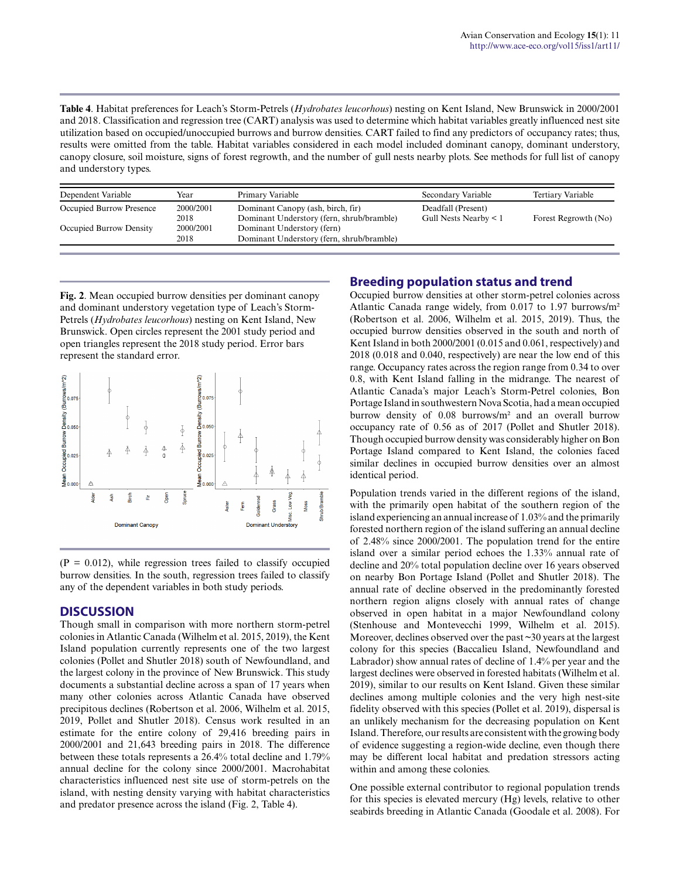**Table 4**. Habitat preferences for Leach's Storm-Petrels (*Hydrobates leucorhous*) nesting on Kent Island, New Brunswick in 2000/2001 and 2018. Classification and regression tree (CART) analysis was used to determine which habitat variables greatly influenced nest site utilization based on occupied/unoccupied burrows and burrow densities. CART failed to find any predictors of occupancy rates; thus, results were omitted from the table. Habitat variables considered in each model included dominant canopy, dominant understory, canopy closure, soil moisture, signs of forest regrowth, and the number of gull nests nearby plots. See methods for full list of canopy and understory types.

| Dependent Variable | Year | Primary Variable | Secondary Variable | Tertiary Variable |
|---|---|---|---|---|
| Occupied Burrow Presence | 2000/2001 | Dominant Canopy (ash, birch, fir) | Deadfall (Present) | |
| | 2018 | Dominant Understory (fern, shrub/bramble) | Gull Nests Nearby < 1 | Forest Regrowth (No) |
| Occupied Burrow Density | 2000/2001 | Dominant Understory (fern) | | |
| | 2018 | Dominant Understory (fern, shrub/bramble) | | |

**Fig. 2**. Mean occupied burrow densities per dominant canopy and dominant understory vegetation type of Leach's Storm-Petrels (*Hydrobates leucorhous*) nesting on Kent Island, New Brunswick. Open circles represent the 2001 study period and open triangles represent the 2018 study period. Error bars represent the standard error.

($P = 0.012$), while regression trees failed to classify occupied burrow densities. In the south, regression trees failed to classify any of the dependent variables in both study periods.

## DISCUSSION

Though small in comparison with more northern storm-petrel colonies in Atlantic Canada (Wilhelm et al. 2015, 2019), the Kent Island population currently represents one of the two largest colonies (Pollet and Shutler 2018) south of Newfoundland, and the largest colony in the province of New Brunswick. This study documents a substantial decline across a span of 17 years when many other colonies across Atlantic Canada have observed precipitous declines (Robertson et al. 2006, Wilhelm et al. 2015, 2019, Pollet and Shutler 2018). Census work resulted in an estimate for the entire colony of 29,416 breeding pairs in 2000/2001 and 21,643 breeding pairs in 2018. The difference between these totals represents a 26.4% total decline and 1.79% annual decline for the colony since 2000/2001. Macrohabitat characteristics influenced nest site use of storm-petrels on the island, with nesting density varying with habitat characteristics and predator presence across the island (Fig. 2, Table 4).

## Breeding population status and trend

Occupied burrow densities at other storm-petrel colonies across Atlantic Canada range widely, from 0.017 to 1.97 burrows/m² (Robertson et al. 2006, Wilhelm et al. 2015, 2019). Thus, the occupied burrow densities observed in the south and north of Kent Island in both 2000/2001 (0.015 and 0.061, respectively) and 2018 (0.018 and 0.040, respectively) are near the low end of this range. Occupancy rates across the region range from 0.34 to over 0.8, with Kent Island falling in the midrange. The nearest of Atlantic Canada's major Leach's Storm-Petrel colonies, Bon Portage Island in southwestern Nova Scotia, had a mean occupied burrow density of 0.08 burrows/m² and an overall burrow occupancy rate of 0.56 as of 2017 (Pollet and Shutler 2018). Though occupied burrow density was considerably higher on Bon Portage Island compared to Kent Island, the colonies faced similar declines in occupied burrow densities over an almost identical period.

Population trends varied in the different regions of the island, with the primarily open habitat of the southern region of the island experiencing an annual increase of 1.03% and the primarily forested northern region of the island suffering an annual decline of 2.48% since 2000/2001. The population trend for the entire island over a similar period echoes the 1.33% annual rate of decline and 20% total population decline over 16 years observed on nearby Bon Portage Island (Pollet and Shutler 2018). The annual rate of decline observed in the predominantly forested northern region aligns closely with annual rates of change observed in open habitat in a major Newfoundland colony (Stenhouse and Montevecchi 1999, Wilhelm et al. 2015). Moreover, declines observed over the past ~30 years at the largest colony for this species (Baccalieu Island, Newfoundland and Labrador) show annual rates of decline of 1.4% per year and the largest declines were observed in forested habitats (Wilhelm et al. 2019), similar to our results on Kent Island. Given these similar declines among multiple colonies and the very high nest-site fidelity observed with this species (Pollet et al. 2019), dispersal is an unlikely mechanism for the decreasing population on Kent Island. Therefore, our results are consistent with the growing body of evidence suggesting a region-wide decline, even though there may be different local habitat and predation stressors acting within and among these colonies.

One possible external contributor to regional population trends for this species is elevated mercury (Hg) levels, relative to other seabirds breeding in Atlantic Canada (Goodale et al. 2008). For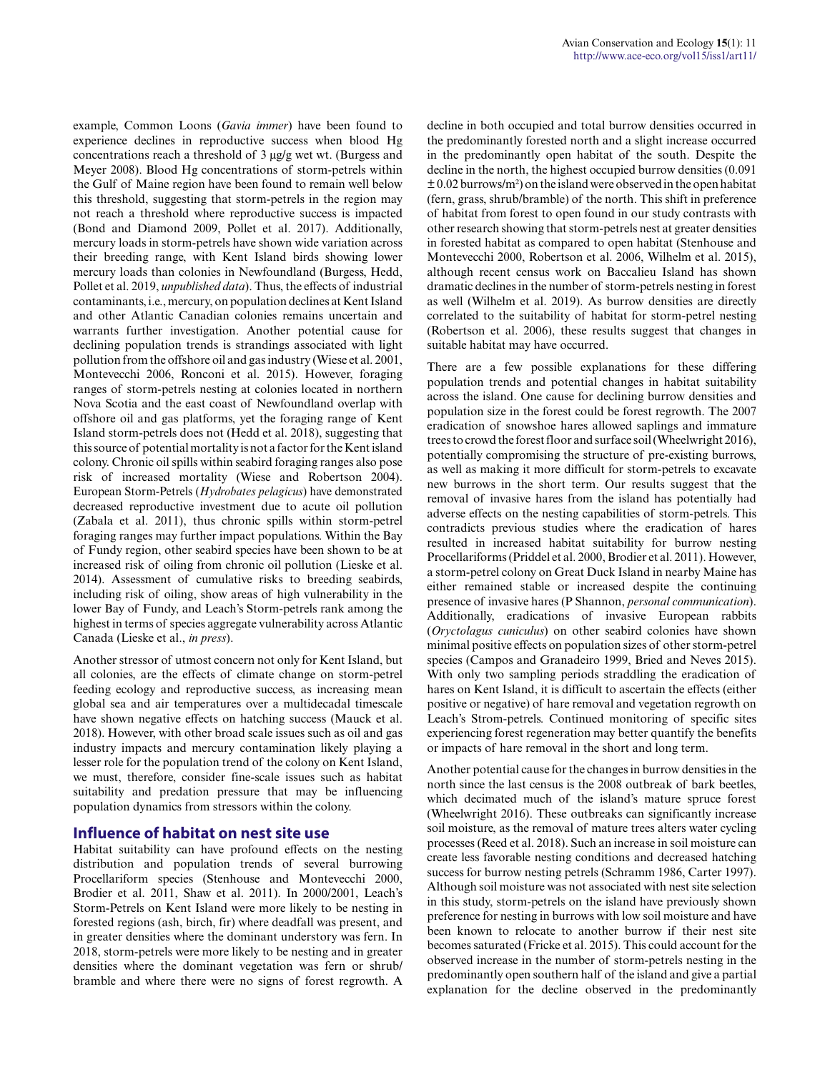example, Common Loons (*Gavia immer*) have been found to experience declines in reproductive success when blood Hg concentrations reach a threshold of 3 µg/g wet wt. (Burgess and Meyer 2008). Blood Hg concentrations of storm-petrels within the Gulf of Maine region have been found to remain well below this threshold, suggesting that storm-petrels in the region may not reach a threshold where reproductive success is impacted (Bond and Diamond 2009, Pollet et al. 2017). Additionally, mercury loads in storm-petrels have shown wide variation across their breeding range, with Kent Island birds showing lower mercury loads than colonies in Newfoundland (Burgess, Hedd, Pollet et al. 2019, *unpublished data*). Thus, the effects of industrial contaminants, i.e., mercury, on population declines at Kent Island and other Atlantic Canadian colonies remains uncertain and warrants further investigation. Another potential cause for declining population trends is strandings associated with light pollution from the offshore oil and gas industry (Wiese et al. 2001, Montevecchi 2006, Ronconi et al. 2015). However, foraging ranges of storm-petrels nesting at colonies located in northern Nova Scotia and the east coast of Newfoundland overlap with offshore oil and gas platforms, yet the foraging range of Kent Island storm-petrels does not (Hedd et al. 2018), suggesting that this source of potential mortality is not a factor for the Kent island colony. Chronic oil spills within seabird foraging ranges also pose risk of increased mortality (Wiese and Robertson 2004). European Storm-Petrels (*Hydrobates pelagicus*) have demonstrated decreased reproductive investment due to acute oil pollution (Zabala et al. 2011), thus chronic spills within storm-petrel foraging ranges may further impact populations. Within the Bay of Fundy region, other seabird species have been shown to be at increased risk of oiling from chronic oil pollution (Lieske et al. 2014). Assessment of cumulative risks to breeding seabirds, including risk of oiling, show areas of high vulnerability in the lower Bay of Fundy, and Leach's Storm-petrels rank among the highest in terms of species aggregate vulnerability across Atlantic Canada (Lieske et al., *in press*).

Another stressor of utmost concern not only for Kent Island, but all colonies, are the effects of climate change on storm-petrel feeding ecology and reproductive success, as increasing mean global sea and air temperatures over a multidecadal timescale have shown negative effects on hatching success (Mauck et al. 2018). However, with other broad scale issues such as oil and gas industry impacts and mercury contamination likely playing a lesser role for the population trend of the colony on Kent Island, we must, therefore, consider fine-scale issues such as habitat suitability and predation pressure that may be influencing population dynamics from stressors within the colony.

## Influence of habitat on nest site use

Habitat suitability can have profound effects on the nesting distribution and population trends of several burrowing Procellariform species (Stenhouse and Montevecchi 2000, Brodier et al. 2011, Shaw et al. 2011). In 2000/2001, Leach's Storm-Petrels on Kent Island were more likely to be nesting in forested regions (ash, birch, fir) where deadfall was present, and in greater densities where the dominant understory was fern. In 2018, storm-petrels were more likely to be nesting and in greater densities where the dominant vegetation was fern or shrub/bramble and where there were no signs of forest regrowth. A decline in both occupied and total burrow densities occurred in the predominantly forested north and a slight increase occurred in the predominantly open habitat of the south. Despite the decline in the north, the highest occupied burrow densities (0.091 ± 0.02 burrows/m²) on the island were observed in the open habitat (fern, grass, shrub/bramble) of the north. This shift in preference of habitat from forest to open found in our study contrasts with other research showing that storm-petrels nest at greater densities in forested habitat as compared to open habitat (Stenhouse and Montevecchi 2000, Robertson et al. 2006, Wilhelm et al. 2015), although recent census work on Baccalieu Island has shown dramatic declines in the number of storm-petrels nesting in forest as well (Wilhelm et al. 2019). As burrow densities are directly correlated to the suitability of habitat for storm-petrel nesting (Robertson et al. 2006), these results suggest that changes in suitable habitat may have occurred.

There are a few possible explanations for these differing population trends and potential changes in habitat suitability across the island. One cause for declining burrow densities and population size in the forest could be forest regrowth. The 2007 eradication of snowshoe hares allowed saplings and immature trees to crowd the forest floor and surface soil (Wheelwright 2016), potentially compromising the structure of pre-existing burrows, as well as making it more difficult for storm-petrels to excavate new burrows in the short term. Our results suggest that the removal of invasive hares from the island has potentially had adverse effects on the nesting capabilities of storm-petrels. This contradicts previous studies where the eradication of hares resulted in increased habitat suitability for burrow nesting Procellariforms (Priddel et al. 2000, Brodier et al. 2011). However, a storm-petrel colony on Great Duck Island in nearby Maine has either remained stable or increased despite the continuing presence of invasive hares (P Shannon, *personal communication*). Additionally, eradications of invasive European rabbits (*Oryctolagus cuniculus*) on other seabird colonies have shown minimal positive effects on population sizes of other storm-petrel species (Campos and Granadeiro 1999, Bried and Neves 2015). With only two sampling periods straddling the eradication of hares on Kent Island, it is difficult to ascertain the effects (either positive or negative) of hare removal and vegetation regrowth on Leach's Strom-petrels. Continued monitoring of specific sites experiencing forest regeneration may better quantify the benefits or impacts of hare removal in the short and long term.

Another potential cause for the changes in burrow densities in the north since the last census is the 2008 outbreak of bark beetles, which decimated much of the island's mature spruce forest (Wheelwright 2016). These outbreaks can significantly increase soil moisture, as the removal of mature trees alters water cycling processes (Reed et al. 2018). Such an increase in soil moisture can create less favorable nesting conditions and decreased hatching success for burrow nesting petrels (Schramm 1986, Carter 1997). Although soil moisture was not associated with nest site selection in this study, storm-petrels on the island have previously shown preference for nesting in burrows with low soil moisture and have been known to relocate to another burrow if their nest site becomes saturated (Fricke et al. 2015). This could account for the observed increase in the number of storm-petrels nesting in the predominantly open southern half of the island and give a partial explanation for the decline observed in the predominantly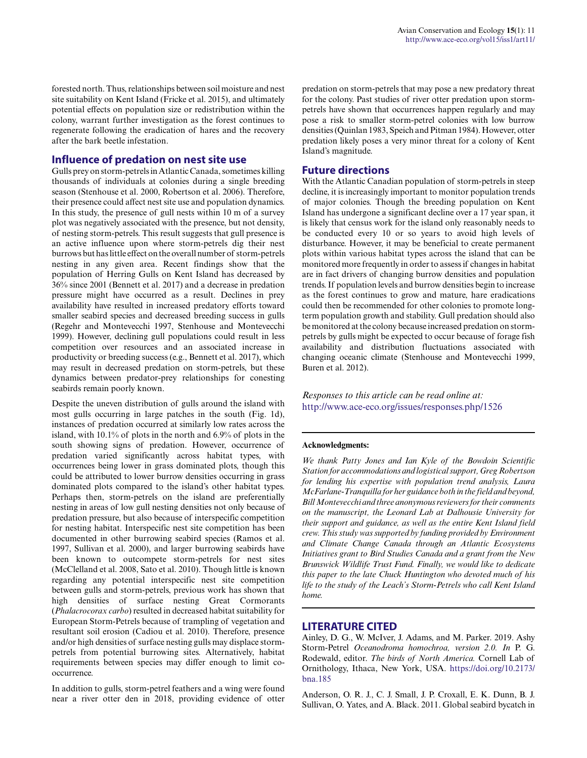forested north. Thus, relationships between soil moisture and nest site suitability on Kent Island (Fricke et al. 2015), and ultimately potential effects on population size or redistribution within the colony, warrant further investigation as the forest continues to regenerate following the eradication of hares and the recovery after the bark beetle infestation.

## Influence of predation on nest site use

Gulls prey on storm-petrels in Atlantic Canada, sometimes killing thousands of individuals at colonies during a single breeding season (Stenhouse et al. 2000, Robertson et al. 2006). Therefore, their presence could affect nest site use and population dynamics. In this study, the presence of gull nests within 10 m of a survey plot was negatively associated with the presence, but not density, of nesting storm-petrels. This result suggests that gull presence is an active influence upon where storm-petrels dig their nest burrows but has little effect on the overall number of storm-petrels nesting in any given area. Recent findings show that the population of Herring Gulls on Kent Island has decreased by 36% since 2001 (Bennett et al. 2017) and a decrease in predation pressure might have occurred as a result. Declines in prey availability have resulted in increased predatory efforts toward smaller seabird species and decreased breeding success in gulls (Regehr and Montevecchi 1997, Stenhouse and Montevecchi 1999). However, declining gull populations could result in less competition over resources and an associated increase in productivity or breeding success (e.g., Bennett et al. 2017), which may result in decreased predation on storm-petrels, but these dynamics between predator-prey relationships for conesting seabirds remain poorly known.

Despite the uneven distribution of gulls around the island with most gulls occurring in large patches in the south (Fig. 1d), instances of predation occurred at similarly low rates across the island, with 10.1% of plots in the north and 6.9% of plots in the south showing signs of predation. However, occurrence of predation varied significantly across habitat types, with occurrences being lower in grass dominated plots, though this could be attributed to lower burrow densities occurring in grass dominated plots compared to the island's other habitat types. Perhaps then, storm-petrels on the island are preferentially nesting in areas of low gull nesting densities not only because of predation pressure, but also because of interspecific competition for nesting habitat. Interspecific nest site competition has been documented in other burrowing seabird species (Ramos et al. 1997, Sullivan et al. 2000), and larger burrowing seabirds have been known to outcompete storm-petrels for nest sites (McClelland et al. 2008, Sato et al. 2010). Though little is known regarding any potential interspecific nest site competition between gulls and storm-petrels, previous work has shown that high densities of surface nesting Great Cormorants (*Phalacrocorax carbo*) resulted in decreased habitat suitability for European Storm-Petrels because of trampling of vegetation and resultant soil erosion (Cadiou et al. 2010). Therefore, presence and/or high densities of surface nesting gulls may displace storm-petrels from potential burrowing sites. Alternatively, habitat requirements between species may differ enough to limit co-occurrence.

In addition to gulls, storm-petrel feathers and a wing were found near a river otter den in 2018, providing evidence of otter predation on storm-petrels that may pose a new predatory threat for the colony. Past studies of river otter predation upon storm-petrels have shown that occurrences happen regularly and may pose a risk to smaller storm-petrel colonies with low burrow densities (Quinlan 1983, Speich and Pitman 1984). However, otter predation likely poses a very minor threat for a colony of Kent Island's magnitude.

## Future directions

With the Atlantic Canadian population of storm-petrels in steep decline, it is increasingly important to monitor population trends of major colonies. Though the breeding population on Kent Island has undergone a significant decline over a 17 year span, it is likely that census work for the island only reasonably needs to be conducted every 10 or so years to avoid high levels of disturbance. However, it may be beneficial to create permanent plots within various habitat types across the island that can be monitored more frequently in order to assess if changes in habitat are in fact drivers of changing burrow densities and population trends. If population levels and burrow densities begin to increase as the forest continues to grow and mature, hare eradications could then be recommended for other colonies to promote long-term population growth and stability. Gull predation should also be monitored at the colony because increased predation on storm-petrels by gulls might be expected to occur because of forage fish availability and distribution fluctuations associated with changing oceanic climate (Stenhouse and Montevecchi 1999, Buren et al. 2012).

*Responses to this article can be read online at:*
http://www.ace-eco.org/issues/responses.php/1526

---

**Acknowledgments:**

*We thank Patty Jones and Ian Kyle of the Bowdoin Scientific Station for accommodations and logistical support, Greg Robertson for lending his expertise with population trend analysis, Laura McFarlane-Tranquilla for her guidance both in the field and beyond, Bill Montevecchi and three anonymous reviewers for their comments on the manuscript, the Leonard Lab at Dalhousie University for their support and guidance, as well as the entire Kent Island field crew. This study was supported by funding provided by Environment and Climate Change Canada through an Atlantic Ecosystems Initiatives grant to Bird Studies Canada and a grant from the New Brunswick Wildlife Trust Fund. Finally, we would like to dedicate this paper to the late Chuck Huntington who devoted much of his life to the study of the Leach's Storm-Petrels who call Kent Island home.*

---

## LITERATURE CITED

Ainley, D. G., W. McIver, J. Adams, and M. Parker. 2019. Ashy Storm-Petrel *Oceanodroma homochroa, version 2.0. In* P. G. Rodewald, editor. *The birds of North America.* Cornell Lab of Ornithology, Ithaca, New York, USA. https://doi.org/10.2173/bna.185

Anderson, O. R. J., C. J. Small, J. P. Croxall, E. K. Dunn, B. J. Sullivan, O. Yates, and A. Black. 2011. Global seabird bycatch in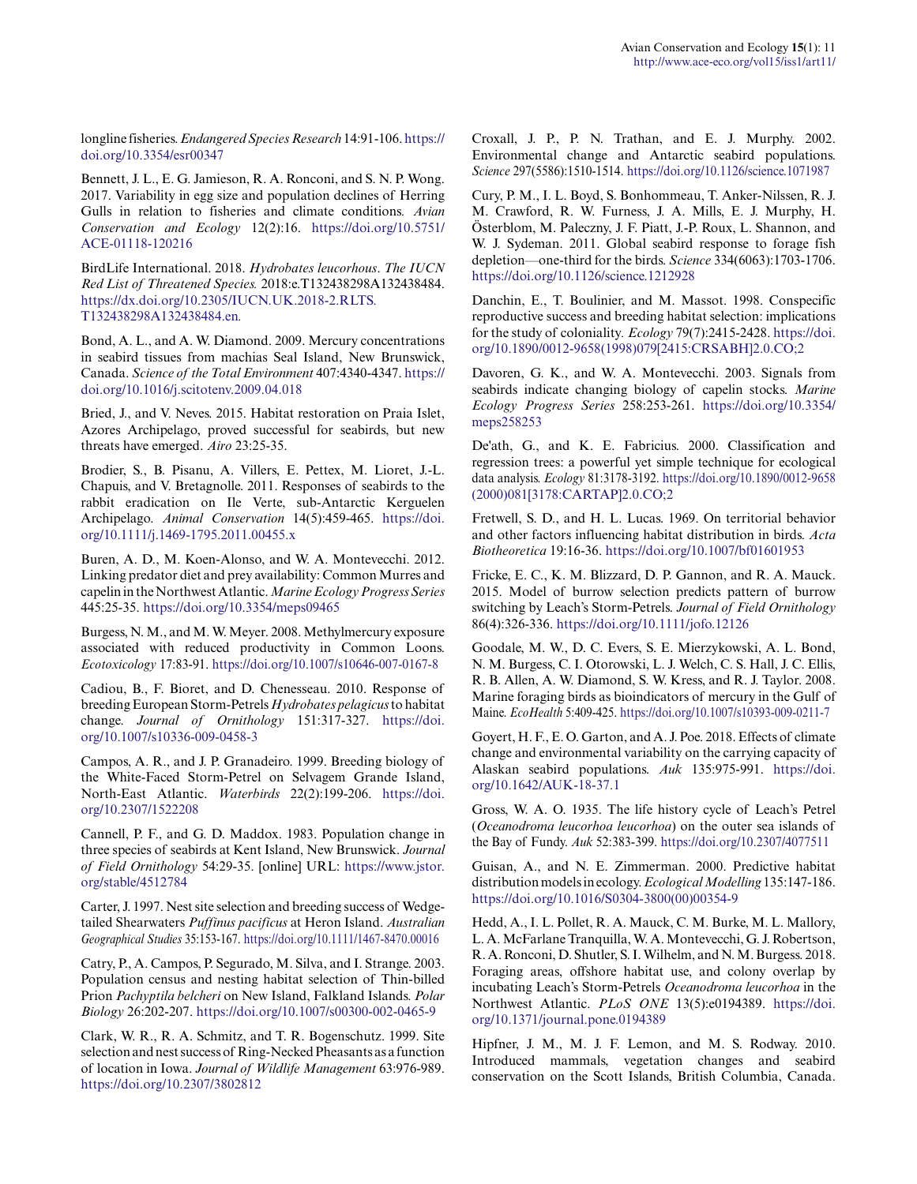longline fisheries. *Endangered Species Research* 14:91-106. https://doi.org/10.3354/esr00347

Bennett, J. L., E. G. Jamieson, R. A. Ronconi, and S. N. P. Wong. 2017. Variability in egg size and population declines of Herring Gulls in relation to fisheries and climate conditions. *Avian Conservation and Ecology* 12(2):16. https://doi.org/10.5751/ACE-01118-120216

BirdLife International. 2018. *Hydrobates leucorhous*. *The IUCN Red List of Threatened Species.* 2018:e.T132438298A132438484. https://dx.doi.org/10.2305/IUCN.UK.2018-2.RLTS.T132438298A132438484.en.

Bond, A. L., and A. W. Diamond. 2009. Mercury concentrations in seabird tissues from machias Seal Island, New Brunswick, Canada. *Science of the Total Environment* 407:4340-4347. https://doi.org/10.1016/j.scitotenv.2009.04.018

Bried, J., and V. Neves. 2015. Habitat restoration on Praia Islet, Azores Archipelago, proved successful for seabirds, but new threats have emerged. *Airo* 23:25-35.

Brodier, S., B. Pisanu, A. Villers, E. Pettex, M. Lioret, J.-L. Chapuis, and V. Bretagnolle. 2011. Responses of seabirds to the rabbit eradication on Ile Verte, sub-Antarctic Kerguelen Archipelago. *Animal Conservation* 14(5):459-465. https://doi.org/10.1111/j.1469-1795.2011.00455.x

Buren, A. D., M. Koen-Alonso, and W. A. Montevecchi. 2012. Linking predator diet and prey availability: Common Murres and capelin in the Northwest Atlantic. *Marine Ecology Progress Series* 445:25-35. https://doi.org/10.3354/meps09465

Burgess, N. M., and M. W. Meyer. 2008. Methylmercury exposure associated with reduced productivity in Common Loons. *Ecotoxicology* 17:83-91. https://doi.org/10.1007/s10646-007-0167-8

Cadiou, B., F. Bioret, and D. Chenesseau. 2010. Response of breeding European Storm-Petrels *Hydrobates pelagicus* to habitat change. *Journal of Ornithology* 151:317-327. https://doi.org/10.1007/s10336-009-0458-3

Campos, A. R., and J. P. Granadeiro. 1999. Breeding biology of the White-Faced Storm-Petrel on Selvagem Grande Island, North-East Atlantic. *Waterbirds* 22(2):199-206. https://doi.org/10.2307/1522208

Cannell, P. F., and G. D. Maddox. 1983. Population change in three species of seabirds at Kent Island, New Brunswick. *Journal of Field Ornithology* 54:29-35. [online] URL: https://www.jstor.org/stable/4512784

Carter, J. 1997. Nest site selection and breeding success of Wedge-tailed Shearwaters *Puffinus pacificus* at Heron Island. *Australian Geographical Studies* 35:153-167. https://doi.org/10.1111/1467-8470.00016

Catry, P., A. Campos, P. Segurado, M. Silva, and I. Strange. 2003. Population census and nesting habitat selection of Thin-billed Prion *Pachyptila belcheri* on New Island, Falkland Islands. *Polar Biology* 26:202-207. https://doi.org/10.1007/s00300-002-0465-9

Clark, W. R., R. A. Schmitz, and T. R. Bogenschutz. 1999. Site selection and nest success of Ring-Necked Pheasants as a function of location in Iowa. *Journal of Wildlife Management* 63:976-989. https://doi.org/10.2307/3802812

Croxall, J. P., P. N. Trathan, and E. J. Murphy. 2002. Environmental change and Antarctic seabird populations. *Science* 297(5586):1510-1514. https://doi.org/10.1126/science.1071987

Cury, P. M., I. L. Boyd, S. Bonhommeau, T. Anker-Nilssen, R. J. M. Crawford, R. W. Furness, J. A. Mills, E. J. Murphy, H. Österblom, M. Paleczny, J. F. Piatt, J.-P. Roux, L. Shannon, and W. J. Sydeman. 2011. Global seabird response to forage fish depletion—one-third for the birds. *Science* 334(6063):1703-1706. https://doi.org/10.1126/science.1212928

Danchin, E., T. Boulinier, and M. Massot. 1998. Conspecific reproductive success and breeding habitat selection: implications for the study of coloniality. *Ecology* 79(7):2415-2428. https://doi.org/10.1890/0012-9658(1998)079[2415:CRSABH]2.0.CO;2

Davoren, G. K., and W. A. Montevecchi. 2003. Signals from seabirds indicate changing biology of capelin stocks. *Marine Ecology Progress Series* 258:253-261. https://doi.org/10.3354/meps258253

De'ath, G., and K. E. Fabricius. 2000. Classification and regression trees: a powerful yet simple technique for ecological data analysis. *Ecology* 81:3178-3192. https://doi.org/10.1890/0012-9658(2000)081[3178:CARTAP]2.0.CO;2

Fretwell, S. D., and H. L. Lucas. 1969. On territorial behavior and other factors influencing habitat distribution in birds. *Acta Biotheoretica* 19:16-36. https://doi.org/10.1007/bf01601953

Fricke, E. C., K. M. Blizzard, D. P. Gannon, and R. A. Mauck. 2015. Model of burrow selection predicts pattern of burrow switching by Leach's Storm-Petrels. *Journal of Field Ornithology* 86(4):326-336. https://doi.org/10.1111/jofo.12126

Goodale, M. W., D. C. Evers, S. E. Mierzykowski, A. L. Bond, N. M. Burgess, C. I. Otorowski, L. J. Welch, C. S. Hall, J. C. Ellis, R. B. Allen, A. W. Diamond, S. W. Kress, and R. J. Taylor. 2008. Marine foraging birds as bioindicators of mercury in the Gulf of Maine. *EcoHealth* 5:409-425. https://doi.org/10.1007/s10393-009-0211-7

Goyert, H. F., E. O. Garton, and A. J. Poe. 2018. Effects of climate change and environmental variability on the carrying capacity of Alaskan seabird populations. *Auk* 135:975-991. https://doi.org/10.1642/AUK-18-37.1

Gross, W. A. O. 1935. The life history cycle of Leach's Petrel (*Oceanodroma leucorhoa leucorhoa*) on the outer sea islands of the Bay of Fundy. *Auk* 52:383-399. https://doi.org/10.2307/4077511

Guisan, A., and N. E. Zimmerman. 2000. Predictive habitat distribution models in ecology. *Ecological Modelling* 135:147-186. https://doi.org/10.1016/S0304-3800(00)00354-9

Hedd, A., I. L. Pollet, R. A. Mauck, C. M. Burke, M. L. Mallory, L. A. McFarlane Tranquilla, W. A. Montevecchi, G. J. Robertson, R. A. Ronconi, D. Shutler, S. I. Wilhelm, and N. M. Burgess. 2018. Foraging areas, offshore habitat use, and colony overlap by incubating Leach's Storm-Petrels *Oceanodroma leucorhoa* in the Northwest Atlantic. *PLoS ONE* 13(5):e0194389. https://doi.org/10.1371/journal.pone.0194389

Hipfner, J. M., M. J. F. Lemon, and M. S. Rodway. 2010. Introduced mammals, vegetation changes and seabird conservation on the Scott Islands, British Columbia, Canada.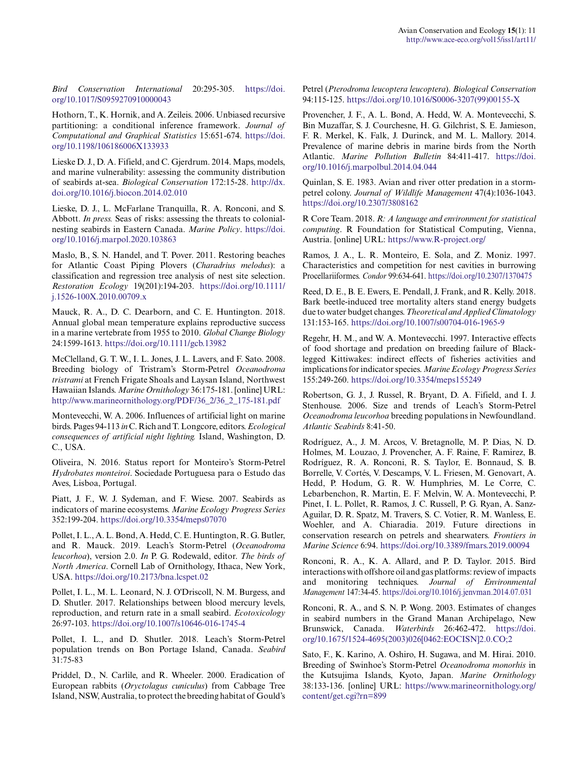*Bird Conservation International* 20:295-305. https://doi.org/10.1017/S0959270910000043

Hothorn, T., K. Hornik, and A. Zeileis. 2006. Unbiased recursive partitioning: a conditional inference framework. *Journal of Computational and Graphical Statistics* 15:651-674. https://doi.org/10.1198/106186006X133933

Lieske D. J., D. A. Fifield, and C. Gjerdrum. 2014. Maps, models, and marine vulnerability: assessing the community distribution of seabirds at-sea. *Biological Conservation* 172:15-28. http://dx.doi.org/10.1016/j.biocon.2014.02.010

Lieske, D. J., L. McFarlane Tranquilla, R. A. Ronconi, and S. Abbott. *In press.* Seas of risks: assessing the threats to colonial-nesting seabirds in Eastern Canada. *Marine Policy*. https://doi.org/10.1016/j.marpol.2020.103863

Maslo, B., S. N. Handel, and T. Pover. 2011. Restoring beaches for Atlantic Coast Piping Plovers (*Charadrius melodus*): a classification and regression tree analysis of nest site selection. *Restoration Ecology* 19(201):194-203. https://doi.org/10.1111/j.1526-100X.2010.00709.x

Mauck, R. A., D. C. Dearborn, and C. E. Huntington. 2018. Annual global mean temperature explains reproductive success in a marine vertebrate from 1955 to 2010. *Global Change Biology* 24:1599-1613. https://doi.org/10.1111/gcb.13982

McClelland, G. T. W., I. L. Jones, J. L. Lavers, and F. Sato. 2008. Breeding biology of Tristram's Storm-Petrel *Oceanodroma tristrami* at French Frigate Shoals and Laysan Island, Northwest Hawaiian Islands. *Marine Ornithology* 36:175-181. [online] URL: http://www.marineornithology.org/PDF/36_2/36_2_175-181.pdf

Montevecchi, W. A. 2006. Influences of artificial light on marine birds. Pages 94-113 *in* C. Rich and T. Longcore, editors. *Ecological consequences of artificial night lighting.* Island, Washington, D. C., USA.

Oliveira, N. 2016. Status report for Monteiro's Storm-Petrel *Hydrobates monteiroi*. Sociedade Portuguesa para o Estudo das Aves, Lisboa, Portugal.

Piatt, J. F., W. J. Sydeman, and F. Wiese. 2007. Seabirds as indicators of marine ecosystems. *Marine Ecology Progress Series* 352:199-204. https://doi.org/10.3354/meps07070

Pollet, I. L., A. L. Bond, A. Hedd, C. E. Huntington, R. G. Butler, and R. Mauck. 2019. Leach's Storm-Petrel (*Oceanodroma leucorhoa*), version 2.0. *In* P. G. Rodewald, editor. *The birds of North America*. Cornell Lab of Ornithology, Ithaca, New York, USA. https://doi.org/10.2173/bna.lcspet.02

Pollet, I. L., M. L. Leonard, N. J. O'Driscoll, N. M. Burgess, and D. Shutler. 2017. Relationships between blood mercury levels, reproduction, and return rate in a small seabird. *Ecotoxicology* 26:97-103. https://doi.org/10.1007/s10646-016-1745-4

Pollet, I. L., and D. Shutler. 2018. Leach's Storm-Petrel population trends on Bon Portage Island, Canada. *Seabird* 31:75-83

Priddel, D., N. Carlile, and R. Wheeler. 2000. Eradication of European rabbits (*Oryctolagus cuniculus*) from Cabbage Tree Island, NSW, Australia, to protect the breeding habitat of Gould's Petrel (*Pterodroma leucoptera leucoptera*). *Biological Conservation* 94:115-125. https://doi.org/10.1016/S0006-3207(99)00155-X

Provencher, J. F., A. L. Bond, A. Hedd, W. A. Montevecchi, S. Bin Muzaffar, S. J. Courchesne, H. G. Gilchrist, S. E. Jamieson, F. R. Merkel, K. Falk, J. Durinck, and M. L. Mallory. 2014. Prevalence of marine debris in marine birds from the North Atlantic. *Marine Pollution Bulletin* 84:411-417. https://doi.org/10.1016/j.marpolbul.2014.04.044

Quinlan, S. E. 1983. Avian and river otter predation in a storm-petrel colony. *Journal of Wildlife Management* 47(4):1036-1043. https://doi.org/10.2307/3808162

R Core Team. 2018. *R: A language and environment for statistical computing*. R Foundation for Statistical Computing, Vienna, Austria. [online] URL: https://www.R-project.org/

Ramos, J. A., L. R. Monteiro, E. Sola, and Z. Moniz. 1997. Characteristics and competition for nest cavities in burrowing Procellariiformes. *Condor* 99:634-641. https://doi.org/10.2307/1370475

Reed, D. E., B. E. Ewers, E. Pendall, J. Frank, and R. Kelly. 2018. Bark beetle-induced tree mortality alters stand energy budgets due to water budget changes. *Theoretical and Applied Climatology* 131:153-165. https://doi.org/10.1007/s00704-016-1965-9

Regehr, H. M., and W. A. Montevecchi. 1997. Interactive effects of food shortage and predation on breeding failure of Black-legged Kittiwakes: indirect effects of fisheries activities and implications for indicator species. *Marine Ecology Progress Series* 155:249-260. https://doi.org/10.3354/meps155249

Robertson, G. J., J. Russel, R. Bryant, D. A. Fifield, and I. J. Stenhouse. 2006. Size and trends of Leach's Storm-Petrel *Oceanodroma leucorhoa* breeding populations in Newfoundland. *Atlantic Seabirds* 8:41-50.

Rodríguez, A., J. M. Arcos, V. Bretagnolle, M. P. Dias, N. D. Holmes, M. Louzao, J. Provencher, A. F. Raine, F. Ramirez, B. Rodríguez, R. A. Ronconi, R. S. Taylor, E. Bonnaud, S. B. Borrelle, V. Cortés, V. Descamps, V. L. Friesen, M. Genovart, A. Hedd, P. Hodum, G. R. W. Humphries, M. Le Corre, C. Lebarbenchon, R. Martin, E. F. Melvin, W. A. Montevecchi, P. Pinet, I. L. Pollet, R. Ramos, J. C. Russell, P. G. Ryan, A. Sanz-Aguilar, D. R. Spatz, M. Travers, S. C. Votier, R. M. Wanless, E. Woehler, and A. Chiaradia. 2019. Future directions in conservation research on petrels and shearwaters. *Frontiers in Marine Science* 6:94. https://doi.org/10.3389/fmars.2019.00094

Ronconi, R. A., K. A. Allard, and P. D. Taylor. 2015. Bird interactions with offshore oil and gas platforms: review of impacts and monitoring techniques. *Journal of Environmental Management* 147:34-45. https://doi.org/10.1016/j.jenvman.2014.07.031

Ronconi, R. A., and S. N. P. Wong. 2003. Estimates of changes in seabird numbers in the Grand Manan Archipelago, New Brunswick, Canada. *Waterbirds* 26:462-472. https://doi.org/10.1675/1524-4695(2003)026[0462:EOCISN]2.0.CO;2

Sato, F., K. Karino, A. Oshiro, H. Sugawa, and M. Hirai. 2010. Breeding of Swinhoe's Storm-Petrel *Oceanodroma monorhis* in the Kutsujima Islands, Kyoto, Japan. *Marine Ornithology* 38:133-136. [online] URL: https://www.marineornithology.org/content/get.cgi?rn=899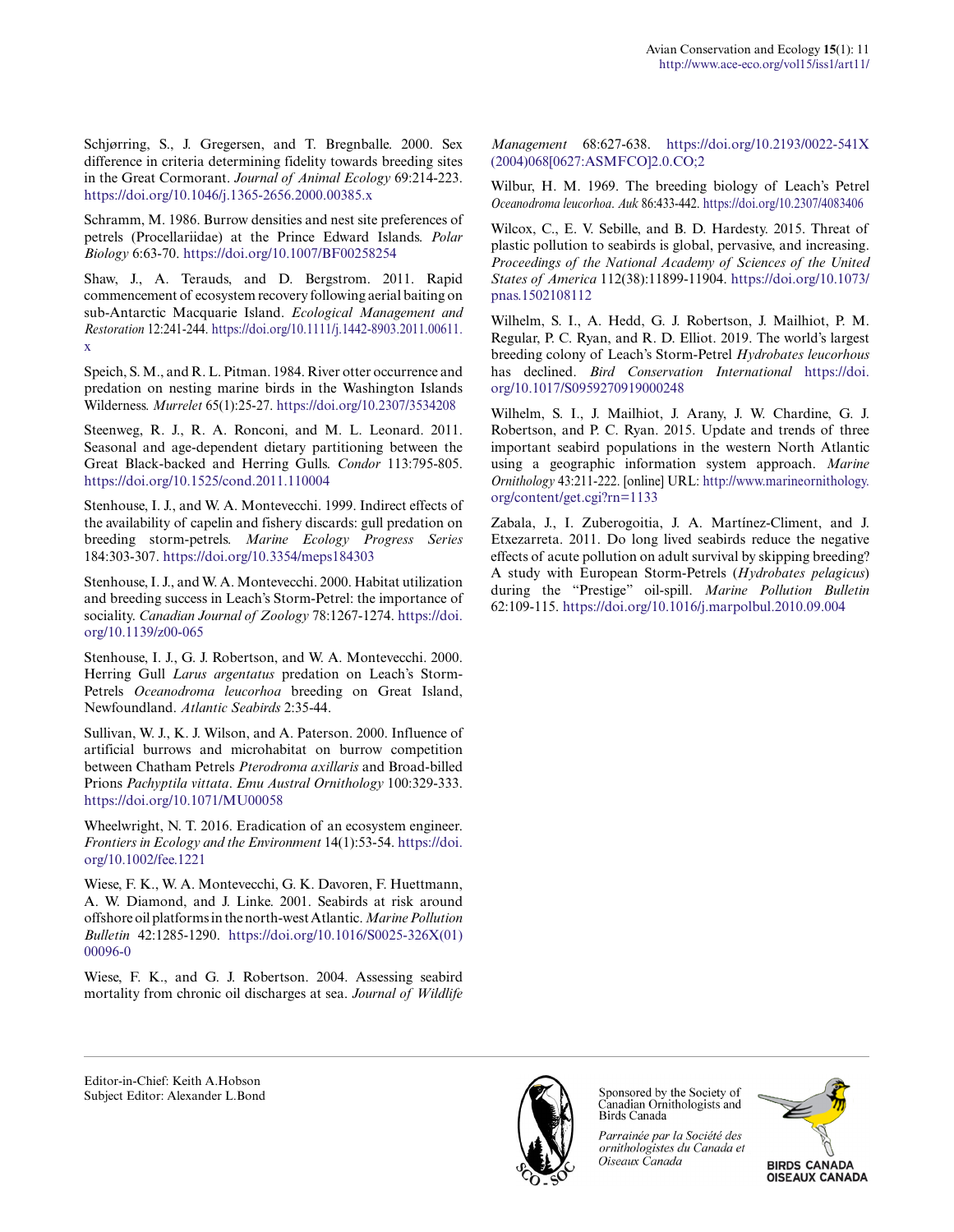Schjørring, S., J. Gregersen, and T. Bregnballe. 2000. Sex difference in criteria determining fidelity towards breeding sites in the Great Cormorant. *Journal of Animal Ecology* 69:214-223. https://doi.org/10.1046/j.1365-2656.2000.00385.x

Schramm, M. 1986. Burrow densities and nest site preferences of petrels (Procellariidae) at the Prince Edward Islands. *Polar Biology* 6:63-70. https://doi.org/10.1007/BF00258254

Shaw, J., A. Terauds, and D. Bergstrom. 2011. Rapid commencement of ecosystem recovery following aerial baiting on sub-Antarctic Macquarie Island. *Ecological Management and Restoration* 12:241-244. https://doi.org/10.1111/j.1442-8903.2011.00611.x

Speich, S. M., and R. L. Pitman. 1984. River otter occurrence and predation on nesting marine birds in the Washington Islands Wilderness. *Murrelet* 65(1):25-27. https://doi.org/10.2307/3534208

Steenweg, R. J., R. A. Ronconi, and M. L. Leonard. 2011. Seasonal and age-dependent dietary partitioning between the Great Black-backed and Herring Gulls. *Condor* 113:795-805. https://doi.org/10.1525/cond.2011.110004

Stenhouse, I. J., and W. A. Montevecchi. 1999. Indirect effects of the availability of capelin and fishery discards: gull predation on breeding storm-petrels. *Marine Ecology Progress Series* 184:303-307. https://doi.org/10.3354/meps184303

Stenhouse, I. J., and W. A. Montevecchi. 2000. Habitat utilization and breeding success in Leach's Storm-Petrel: the importance of sociality. *Canadian Journal of Zoology* 78:1267-1274. https://doi.org/10.1139/z00-065

Stenhouse, I. J., G. J. Robertson, and W. A. Montevecchi. 2000. Herring Gull *Larus argentatus* predation on Leach's Storm-Petrels *Oceanodroma leucorhoa* breeding on Great Island, Newfoundland. *Atlantic Seabirds* 2:35-44.

Sullivan, W. J., K. J. Wilson, and A. Paterson. 2000. Influence of artificial burrows and microhabitat on burrow competition between Chatham Petrels *Pterodroma axillaris* and Broad-billed Prions *Pachyptila vittata*. *Emu Austral Ornithology* 100:329-333. https://doi.org/10.1071/MU00058

Wheelwright, N. T. 2016. Eradication of an ecosystem engineer. *Frontiers in Ecology and the Environment* 14(1):53-54. https://doi.org/10.1002/fee.1221

Wiese, F. K., W. A. Montevecchi, G. K. Davoren, F. Huettmann, A. W. Diamond, and J. Linke. 2001. Seabirds at risk around offshore oil platforms in the north-west Atlantic. *Marine Pollution Bulletin* 42:1285-1290. https://doi.org/10.1016/S0025-326X(01)00096-0

Wiese, F. K., and G. J. Robertson. 2004. Assessing seabird mortality from chronic oil discharges at sea. *Journal of Wildlife Management* 68:627-638. https://doi.org/10.2193/0022-541X(2004)068[0627:ASMFCO]2.0.CO;2

Wilbur, H. M. 1969. The breeding biology of Leach's Petrel *Oceanodroma leucorhoa*. *Auk* 86:433-442. https://doi.org/10.2307/4083406

Wilcox, C., E. V. Sebille, and B. D. Hardesty. 2015. Threat of plastic pollution to seabirds is global, pervasive, and increasing. *Proceedings of the National Academy of Sciences of the United States of America* 112(38):11899-11904. https://doi.org/10.1073/pnas.1502108112

Wilhelm, S. I., A. Hedd, G. J. Robertson, J. Mailhiot, P. M. Regular, P. C. Ryan, and R. D. Elliot. 2019. The world's largest breeding colony of Leach's Storm-Petrel *Hydrobates leucorhous* has declined. *Bird Conservation International* https://doi.org/10.1017/S0959270919000248

Wilhelm, S. I., J. Mailhiot, J. Arany, J. W. Chardine, G. J. Robertson, and P. C. Ryan. 2015. Update and trends of three important seabird populations in the western North Atlantic using a geographic information system approach. *Marine Ornithology* 43:211-222. [online] URL: http://www.marineornithology.org/content/get.cgi?rn=1133

Zabala, J., I. Zuberogoitia, J. A. Martínez-Climent, and J. Etxezarreta. 2011. Do long lived seabirds reduce the negative effects of acute pollution on adult survival by skipping breeding? A study with European Storm-Petrels (*Hydrobates pelagicus*) during the "Prestige" oil-spill. *Marine Pollution Bulletin* 62:109-115. https://doi.org/10.1016/j.marpolbul.2010.09.004

Editor-in-Chief: Keith A.Hobson
Subject Editor: Alexander L.Bond

Sponsored by the Society of Canadian Ornithologists and Birds Canada

*Parrainée par la Société des ornithologistes du Canada et Oiseaux Canada*